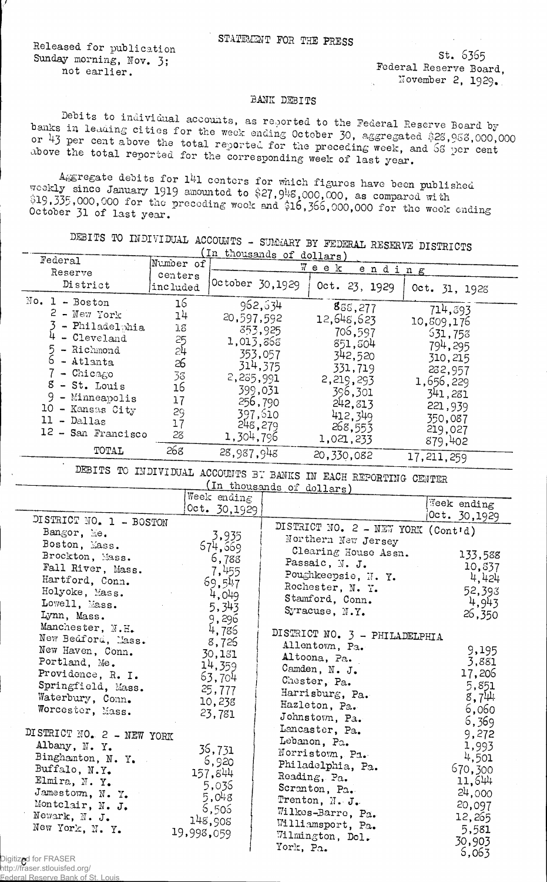STATEMENT FOR THE PRESS

Released for publication Sunday morning, Nov. 3; not earlier.

St. 6365
Federal Reserve Board,
November 2, 1929.

## BANK DEBITS

Debits to individual accounts, as reported to the Federal Reserve Board by banks in leading cities for the week ending October 30, aggregated $28,988,000,000 or 43 per cent above the total reported for the preceding week, and 68 per cent above the total reported for the corresponding week of last year.

Aggregate debits for 141 centers for which figures have been published weekly since January 1919 amounted to $27,948,000,000, as compared with $19,335,000,000 for the preceding week and $16,366,000,000 for the week ending October 31 of last year.

### DEBITS TO INDIVIDUAL ACCOUNTS - SUMMARY BY FEDERAL RESERVE DISTRICTS

(In thousands of dollars)

| Federal Reserve District | Number of centers included | Week ending October 30, 1929 | Week ending Oct. 23, 1929 | Week ending Oct. 31, 1928 |
|---|---|---|---|---|
| No. 1 - Boston | 16 | 962,634 | 888,277 | 714,893 |
| 2 - New York | 14 | 20,597,592 | 12,648,623 | 10,809,176 |
| 3 - Philadelphia | 18 | 853,925 | 706,597 | 631,758 |
| 4 - Cleveland | 25 | 1,013,868 | 851,804 | 794,295 |
| 5 - Richmond | 24 | 353,057 | 342,520 | 310,215 |
| 6 - Atlanta | 26 | 314,375 | 331,719 | 282,957 |
| 7 - Chicago | 38 | 2,285,991 | 2,219,293 | 1,656,229 |
| 8 - St. Louis | 16 | 399,031 | 396,301 | 341,281 |
| 9 - Minneapolis | 17 | 256,790 | 242,813 | 221,939 |
| 10 - Kansas City | 29 | 397,610 | 412,349 | 350,087 |
| 11 - Dallas | 17 | 248,279 | 268,553 | 219,027 |
| 12 - San Francisco | 28 | 1,304,796 | 1,021,233 | 879,402 |
| TOTAL | 268 | 28,987,948 | 20,330,082 | 17,211,259 |

### DEBITS TO INDIVIDUAL ACCOUNTS BY BANKS IN EACH REPORTING CENTER

(In thousands of dollars)

| | Week ending Oct. 30, 1929 |
|---|---|
| **DISTRICT NO. 1 - BOSTON** | |
| Bangor, Me. | 3,935 |
| Boston, Mass. | 674,669 |
| Brockton, Mass. | 6,788 |
| Fall River, Mass. | 7,455 |
| Hartford, Conn. | 69,547 |
| Holyoke, Mass. | 4,049 |
| Lowell, Mass. | 5,343 |
| Lynn, Mass. | 9,296 |
| Manchester, N.H. | 4,786 |
| New Bedford, Mass. | 8,726 |
| New Haven, Conn. | 30,181 |
| Portland, Me. | 14,359 |
| Providence, R. I. | 63,704 |
| Springfield, Mass. | 25,777 |
| Waterbury, Conn. | 10,238 |
| Worcester, Mass. | 23,781 |
| **DISTRICT NO. 2 - NEW YORK** | |
| Albany, N. Y. | 36,731 |
| Binghamton, N. Y. | 6,920 |
| Buffalo, N.Y. | 157,844 |
| Elmira, N. Y. | 5,036 |
| Jamestown, N. Y. | 5,048 |
| Montclair, N. J. | 6,506 |
| Newark, N. J. | 148,908 |
| New York, N. Y. | 19,998,059 |
| **DISTRICT NO. 2 - NEW YORK (Cont'd)** | |
| Northern New Jersey Clearing House Assn. | 133,588 |
| Passaic, N. J. | 10,837 |
| Poughkeepsie, N. Y. | 4,424 |
| Rochester, N. Y. | 52,393 |
| Stamford, Conn. | 4,943 |
| Syracuse, N.Y. | 26,350 |
| **DISTRICT NO. 3 - PHILADELPHIA** | |
| Allentown, Pa. | 9,195 |
| Altoona, Pa. | 3,881 |
| Camden, N. J. | 17,206 |
| Chester, Pa. | 5,851 |
| Harrisburg, Pa. | 8,744 |
| Hazleton, Pa. | 6,060 |
| Johnstown, Pa. | 6,369 |
| Lancaster, Pa. | 9,272 |
| Lebanon, Pa. | 1,993 |
| Norristown, Pa. | 4,501 |
| Philadelphia, Pa. | 670,300 |
| Reading, Pa. | 11,644 |
| Scranton, Pa. | 24,000 |
| Trenton, N. J. | 20,097 |
| Wilkes-Barre, Pa. | 12,265 |
| Williamsport, Pa. | 5,581 |
| Wilmington, Del. | 30,903 |
| York, Pa. | 6,063 |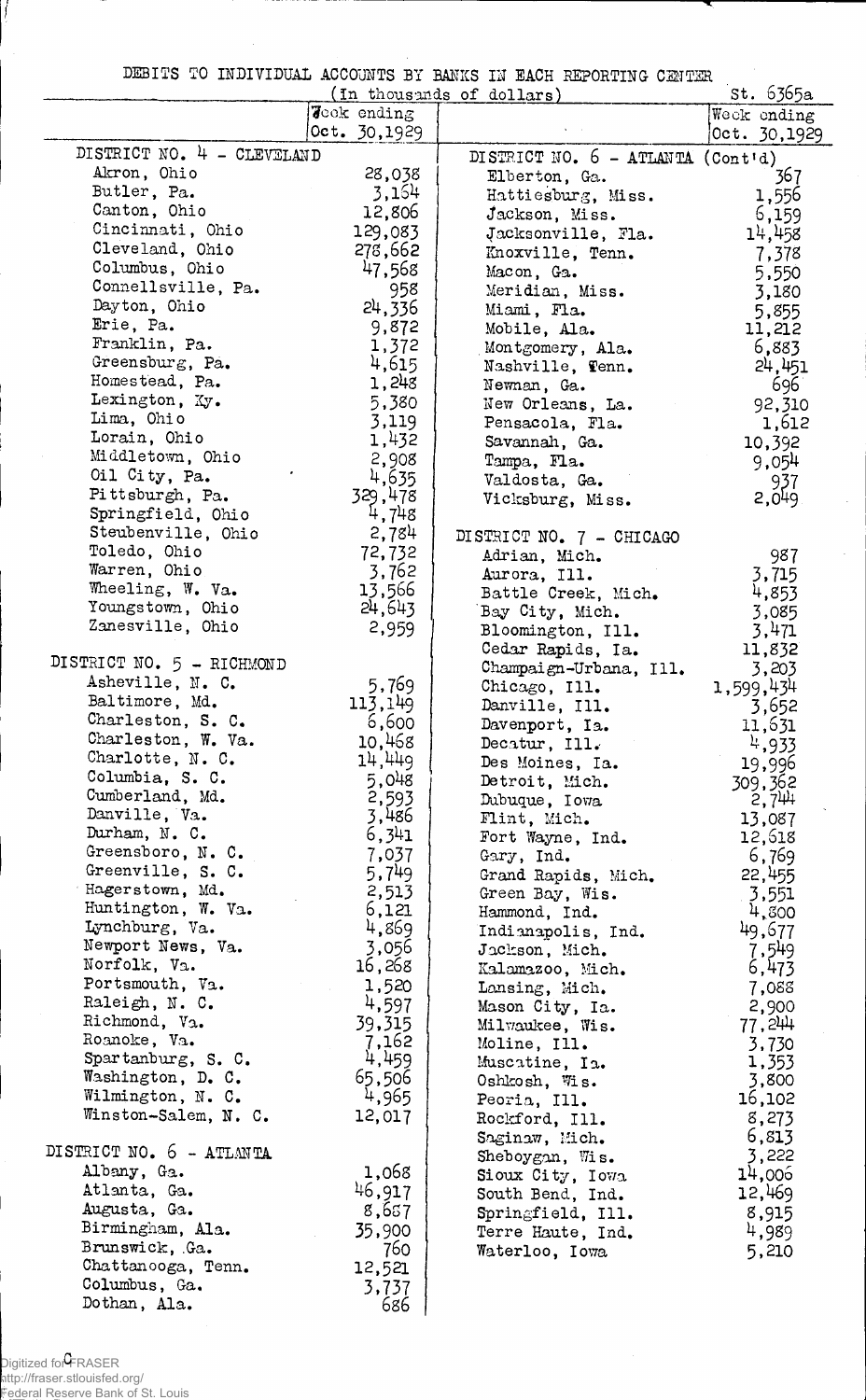DEBITS TO INDIVIDUAL ACCOUNTS BY BANKS IN EACH REPORTING CENTER

(In thousands of dollars)

St. 6365a

| | Week ending Oct. 30,1929 |
|---|---|
| **DISTRICT NO. 4 - CLEVELAND** | |
| Akron, Ohio | 28,038 |
| Butler, Pa. | 3,164 |
| Canton, Ohio | 12,806 |
| Cincinnati, Ohio | 129,083 |
| Cleveland, Ohio | 278,662 |
| Columbus, Ohio | 47,568 |
| Connellsville, Pa. | 958 |
| Dayton, Ohio | 24,336 |
| Erie, Pa. | 9,872 |
| Franklin, Pa. | 1,372 |
| Greensburg, Pa. | 4,615 |
| Homestead, Pa. | 1,248 |
| Lexington, Ky. | 5,380 |
| Lima, Ohio | 3,119 |
| Lorain, Ohio | 1,432 |
| Middletown, Ohio | 2,908 |
| Oil City, Pa. | 4,635 |
| Pittsburgh, Pa. | 329,478 |
| Springfield, Ohio | 4,748 |
| Steubenville, Ohio | 2,784 |
| Toledo, Ohio | 72,732 |
| Warren, Ohio | 3,762 |
| Wheeling, W. Va. | 13,566 |
| Youngstown, Ohio | 24,643 |
| Zanesville, Ohio | 2,959 |
| **DISTRICT NO. 5 - RICHMOND** | |
| Asheville, N. C. | 5,769 |
| Baltimore, Md. | 113,149 |
| Charleston, S. C. | 6,600 |
| Charleston, W. Va. | 10,468 |
| Charlotte, N. C. | 14,449 |
| Columbia, S. C. | 5,048 |
| Cumberland, Md. | 2,593 |
| Danville, Va. | 3,486 |
| Durham, N. C. | 6,341 |
| Greensboro, N. C. | 7,037 |
| Greenville, S. C. | 5,749 |
| Hagerstown, Md. | 2,513 |
| Huntington, W. Va. | 6,121 |
| Lynchburg, Va. | 4,869 |
| Newport News, Va. | 3,056 |
| Norfolk, Va. | 16,268 |
| Portsmouth, Va. | 1,520 |
| Raleigh, N. C. | 4,597 |
| Richmond, Va. | 39,315 |
| Roanoke, Va. | 7,162 |
| Spartanburg, S. C. | 4,459 |
| Washington, D. C. | 65,506 |
| Wilmington, N. C. | 4,965 |
| Winston-Salem, N. C. | 12,017 |
| **DISTRICT NO. 6 - ATLANTA** | |
| Albany, Ga. | 1,068 |
| Atlanta, Ga. | 46,917 |
| Augusta, Ga. | 8,657 |
| Birmingham, Ala. | 35,900 |
| Brunswick, Ga. | 760 |
| Chattanooga, Tenn. | 12,521 |
| Columbus, Ga. | 3,737 |
| Dothan, Ala. | 686 |
| **DISTRICT NO. 6 - ATLANTA (Cont'd)** | |
| Elberton, Ga. | 367 |
| Hattiesburg, Miss. | 1,556 |
| Jackson, Miss. | 6,159 |
| Jacksonville, Fla. | 14,458 |
| Knoxville, Tenn. | 7,378 |
| Macon, Ga. | 5,550 |
| Meridian, Miss. | 3,180 |
| Miami, Fla. | 5,855 |
| Mobile, Ala. | 11,212 |
| Montgomery, Ala. | 6,883 |
| Nashville, Tenn. | 24,451 |
| Newnan, Ga. | 696 |
| New Orleans, La. | 92,310 |
| Pensacola, Fla. | 1,612 |
| Savannah, Ga. | 10,392 |
| Tampa, Fla. | 9,054 |
| Valdosta, Ga. | 937 |
| Vicksburg, Miss. | 2,049 |
| **DISTRICT NO. 7 - CHICAGO** | |
| Adrian, Mich. | 987 |
| Aurora, Ill. | 3,715 |
| Battle Creek, Mich. | 4,853 |
| Bay City, Mich. | 3,085 |
| Bloomington, Ill. | 3,471 |
| Cedar Rapids, Ia. | 11,832 |
| Champaign-Urbana, Ill. | 3,203 |
| Chicago, Ill. | 1,599,434 |
| Danville, Ill. | 3,652 |
| Davenport, Ia. | 11,631 |
| Decatur, Ill. | 4,933 |
| Des Moines, Ia. | 19,996 |
| Detroit, Mich. | 309,362 |
| Dubuque, Iowa | 2,744 |
| Flint, Mich. | 13,087 |
| Fort Wayne, Ind. | 12,618 |
| Gary, Ind. | 6,769 |
| Grand Rapids, Mich. | 22,455 |
| Green Bay, Wis. | 3,551 |
| Hammond, Ind. | 4,800 |
| Indianapolis, Ind. | 49,677 |
| Jackson, Mich. | 7,549 |
| Kalamazoo, Mich. | 6,473 |
| Lansing, Mich. | 7,088 |
| Mason City, Ia. | 2,900 |
| Milwaukee, Wis. | 77,244 |
| Moline, Ill. | 3,730 |
| Muscatine, Ia. | 1,353 |
| Oshkosh, Wis. | 3,800 |
| Peoria, Ill. | 16,102 |
| Rockford, Ill. | 8,273 |
| Saginaw, Mich. | 6,813 |
| Sheboygan, Wis. | 3,222 |
| Sioux City, Iowa | 14,006 |
| South Bend, Ind. | 12,469 |
| Springfield, Ill. | 8,915 |
| Terre Haute, Ind. | 4,989 |
| Waterloo, Iowa | 5,210 |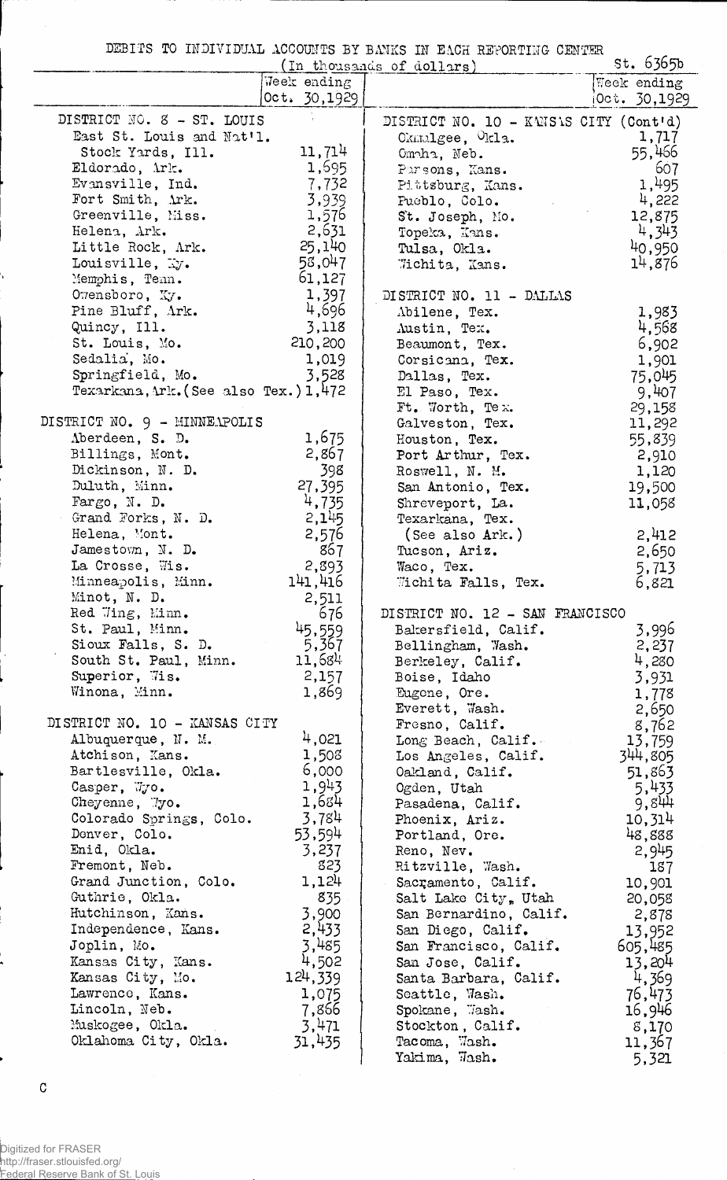DEBITS TO INDIVIDUAL ACCOUNTS BY BANKS IN EACH REPORTING CENTER

(In thousands of dollars)

St. 6365b

| | Week ending Oct. 30, 1929 |
|---|---|
| **DISTRICT NO. 8 - ST. LOUIS** | |
| East St. Louis and Nat'l. Stock Yards, Ill. | 11,714 |
| Eldorado, Ark. | 1,695 |
| Evansville, Ind. | 7,732 |
| Fort Smith, Ark. | 3,939 |
| Greenville, Miss. | 1,576 |
| Helena, Ark. | 2,631 |
| Little Rock, Ark. | 25,140 |
| Louisville, Ky. | 58,047 |
| Memphis, Tenn. | 61,127 |
| Owensboro, Ky. | 1,397 |
| Pine Bluff, Ark. | 4,696 |
| Quincy, Ill. | 3,118 |
| St. Louis, Mo. | 210,200 |
| Sedalia, Mo. | 1,019 |
| Springfield, Mo. | 3,528 |
| Texarkana, Ark. (See also Tex.) | 1,472 |
| **DISTRICT NO. 9 - MINNEAPOLIS** | |
| Aberdeen, S. D. | 1,675 |
| Billings, Mont. | 2,867 |
| Dickinson, N. D. | 398 |
| Duluth, Minn. | 27,395 |
| Fargo, N. D. | 4,735 |
| Grand Forks, N. D. | 2,145 |
| Helena, Mont. | 2,576 |
| Jamestown, N. D. | 867 |
| La Crosse, Wis. | 2,893 |
| Minneapolis, Minn. | 141,416 |
| Minot, N. D. | 2,511 |
| Red Wing, Minn. | 676 |
| St. Paul, Minn. | 45,559 |
| Sioux Falls, S. D. | 5,367 |
| South St. Paul, Minn. | 11,684 |
| Superior, Wis. | 2,157 |
| Winona, Minn. | 1,869 |
| **DISTRICT NO. 10 - KANSAS CITY** | |
| Albuquerque, N. M. | 4,021 |
| Atchison, Kans. | 1,508 |
| Bartlesville, Okla. | 6,000 |
| Casper, Wyo. | 1,943 |
| Cheyenne, Wyo. | 1,684 |
| Colorado Springs, Colo. | 3,784 |
| Denver, Colo. | 53,594 |
| Enid, Okla. | 3,237 |
| Fremont, Neb. | 823 |
| Grand Junction, Colo. | 1,124 |
| Guthrie, Okla. | 835 |
| Hutchinson, Kans. | 3,900 |
| Independence, Kans. | 2,433 |
| Joplin, Mo. | 3,485 |
| Kansas City, Kans. | 4,502 |
| Kansas City, Mo. | 124,339 |
| Lawrence, Kans. | 1,075 |
| Lincoln, Neb. | 7,866 |
| Muskogee, Okla. | 3,471 |
| Oklahoma City, Okla. | 31,435 |
| **DISTRICT NO. 10 - KANSAS CITY (Cont'd)** | |
| Okmulgee, Okla. | 1,717 |
| Omaha, Neb. | 55,466 |
| Parsons, Kans. | 607 |
| Pittsburg, Kans. | 1,495 |
| Pueblo, Colo. | 4,222 |
| St. Joseph, Mo. | 12,875 |
| Topeka, Kans. | 4,343 |
| Tulsa, Okla. | 40,950 |
| Wichita, Kans. | 14,876 |
| **DISTRICT NO. 11 - DALLAS** | |
| Abilene, Tex. | 1,983 |
| Austin, Tex. | 4,568 |
| Beaumont, Tex. | 6,902 |
| Corsicana, Tex. | 1,901 |
| Dallas, Tex. | 75,045 |
| El Paso, Tex. | 9,407 |
| Ft. Worth, Tex. | 29,158 |
| Galveston, Tex. | 11,292 |
| Houston, Tex. | 55,839 |
| Port Arthur, Tex. | 2,910 |
| Roswell, N. M. | 1,120 |
| San Antonio, Tex. | 19,500 |
| Shreveport, La. | 11,058 |
| Texarkana, Tex. (See also Ark.) | 2,412 |
| Tucson, Ariz. | 2,650 |
| Waco, Tex. | 5,713 |
| Wichita Falls, Tex. | 6,821 |
| **DISTRICT NO. 12 - SAN FRANCISCO** | |
| Bakersfield, Calif. | 3,996 |
| Bellingham, Wash. | 2,237 |
| Berkeley, Calif. | 4,280 |
| Boise, Idaho | 3,931 |
| Eugene, Ore. | 1,778 |
| Everett, Wash. | 2,650 |
| Fresno, Calif. | 8,762 |
| Long Beach, Calif. | 13,759 |
| Los Angeles, Calif. | 344,805 |
| Oakland, Calif. | 51,863 |
| Ogden, Utah | 5,433 |
| Pasadena, Calif. | 9,844 |
| Phoenix, Ariz. | 10,314 |
| Portland, Ore. | 48,888 |
| Reno, Nev. | 2,945 |
| Ritzville, Wash. | 187 |
| Sacramento, Calif. | 10,901 |
| Salt Lake City, Utah | 20,058 |
| San Bernardino, Calif. | 2,878 |
| San Diego, Calif. | 13,952 |
| San Francisco, Calif. | 605,485 |
| San Jose, Calif. | 13,204 |
| Santa Barbara, Calif. | 4,369 |
| Seattle, Wash. | 76,473 |
| Spokane, Wash. | 16,946 |
| Stockton, Calif. | 8,170 |
| Tacoma, Wash. | 11,367 |
| Yakima, Wash. | 5,321 |

C